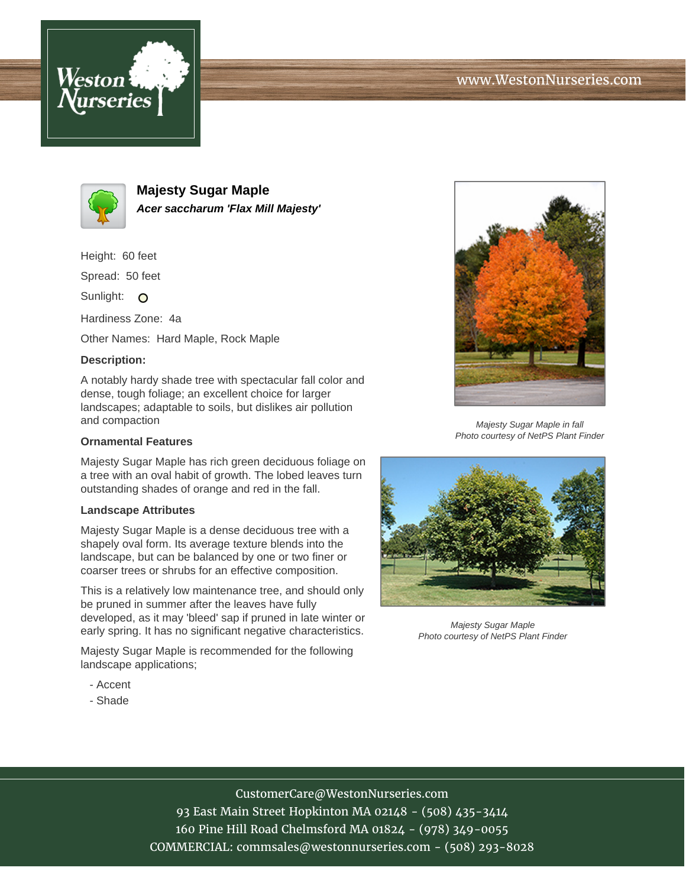www.WestonNurseries.com

# Majesty Sugar Maple

***Acer saccharum 'Flax Mill Majesty'***

Height: 60 feet

Spread: 50 feet

Sunlight: O

Hardiness Zone: 4a

Other Names: Hard Maple, Rock Maple

**Description:**

A notably hardy shade tree with spectacular fall color and dense, tough foliage; an excellent choice for larger landscapes; adaptable to soils, but dislikes air pollution and compaction

### Ornamental Features

Majesty Sugar Maple has rich green deciduous foliage on a tree with an oval habit of growth. The lobed leaves turn outstanding shades of orange and red in the fall.

### Landscape Attributes

Majesty Sugar Maple is a dense deciduous tree with a shapely oval form. Its average texture blends into the landscape, but can be balanced by one or two finer or coarser trees or shrubs for an effective composition.

This is a relatively low maintenance tree, and should only be pruned in summer after the leaves have fully developed, as it may 'bleed' sap if pruned in late winter or early spring. It has no significant negative characteristics.

Majesty Sugar Maple is recommended for the following landscape applications;

- Accent
- Shade

*Majesty Sugar Maple in fall*
*Photo courtesy of NetPS Plant Finder*

*Majesty Sugar Maple*
*Photo courtesy of NetPS Plant Finder*

CustomerCare@WestonNurseries.com
93 East Main Street Hopkinton MA 02148 - (508) 435-3414
160 Pine Hill Road Chelmsford MA 01824 - (978) 349-0055
COMMERCIAL: commsales@westonnurseries.com - (508) 293-8028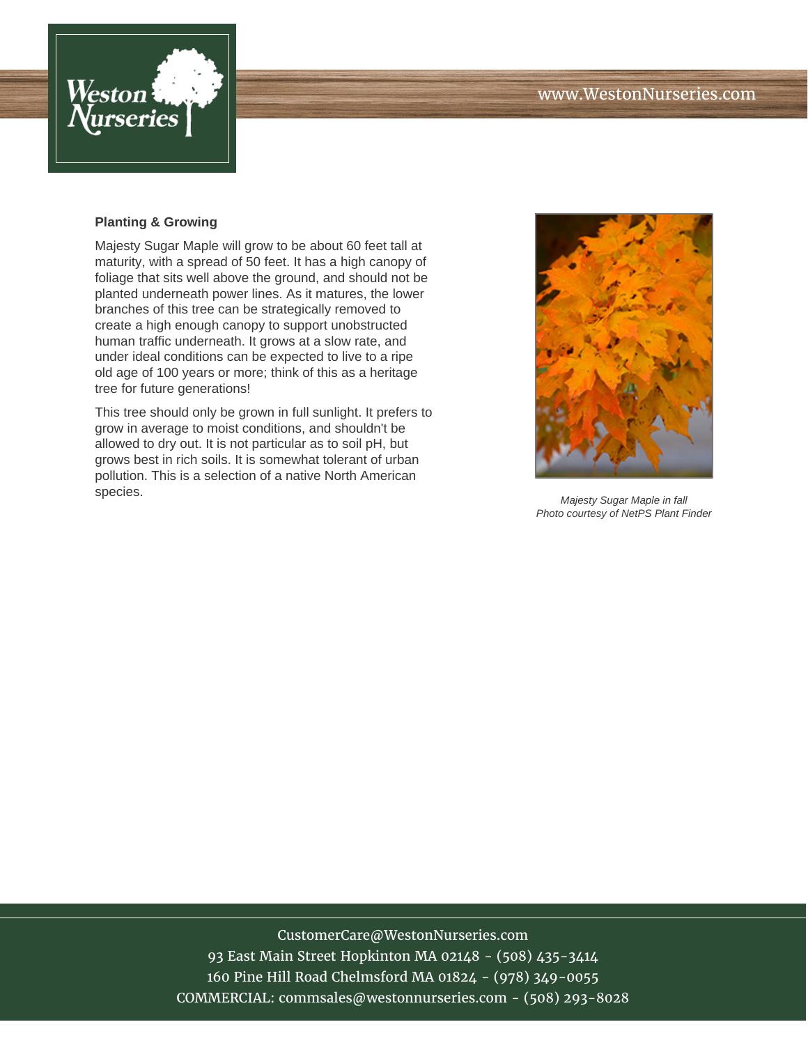**Planting & Growing**

Majesty Sugar Maple will grow to be about 60 feet tall at maturity, with a spread of 50 feet. It has a high canopy of foliage that sits well above the ground, and should not be planted underneath power lines. As it matures, the lower branches of this tree can be strategically removed to create a high enough canopy to support unobstructed human traffic underneath. It grows at a slow rate, and under ideal conditions can be expected to live to a ripe old age of 100 years or more; think of this as a heritage tree for future generations!

This tree should only be grown in full sunlight. It prefers to grow in average to moist conditions, and shouldn't be allowed to dry out. It is not particular as to soil pH, but grows best in rich soils. It is somewhat tolerant of urban pollution. This is a selection of a native North American species.

*Majesty Sugar Maple in fall*
*Photo courtesy of NetPS Plant Finder*